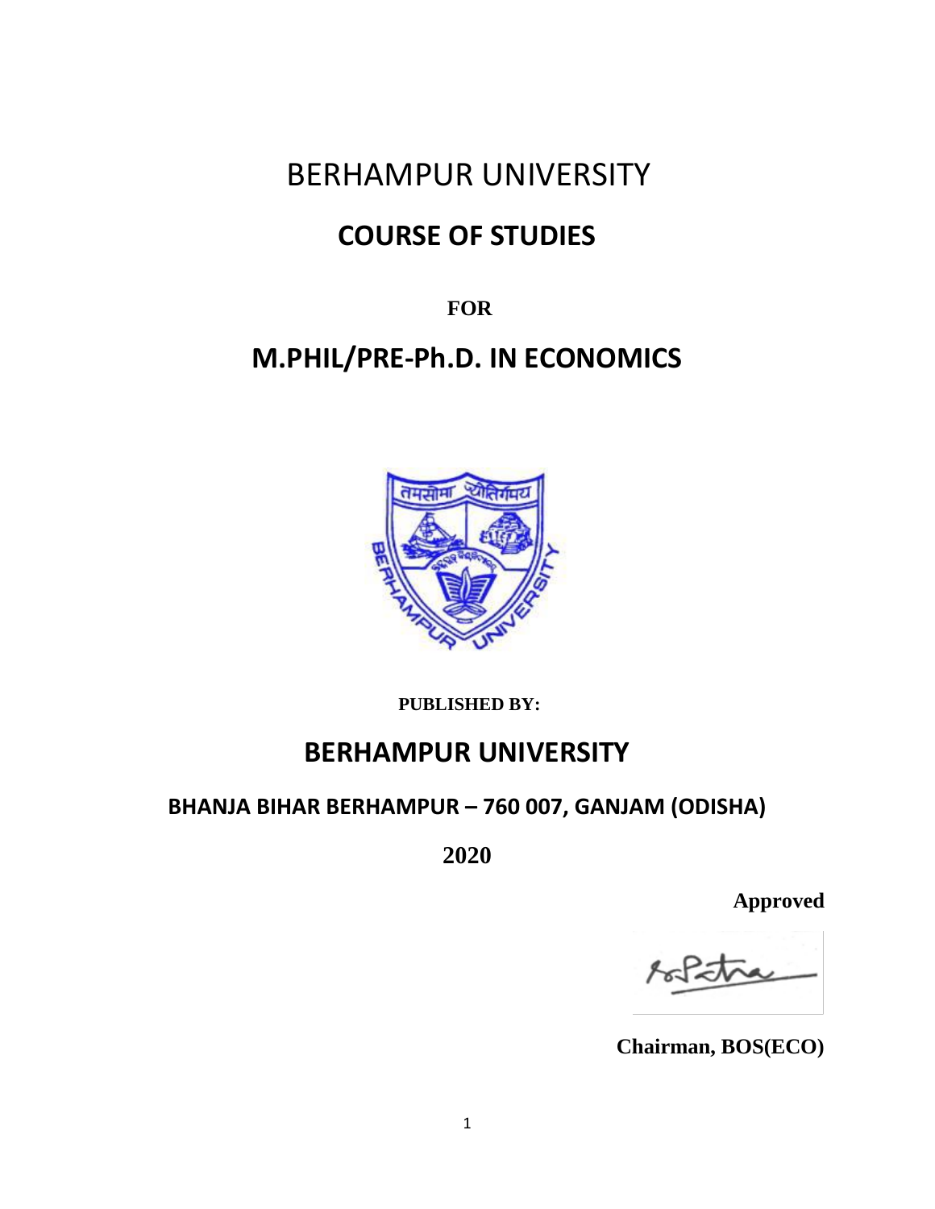# BERHAMPUR UNIVERSITY

## COURSE OF STUDIES

**FOR**

## M.PHIL/PRE-Ph.D. IN ECONOMICS

**PUBLISHED BY:**

## BERHAMPUR UNIVERSITY

### BHANJA BIHAR BERHAMPUR – 760 007, GANJAM (ODISHA)

**2020**

**Approved**

**Chairman, BOS(ECO)**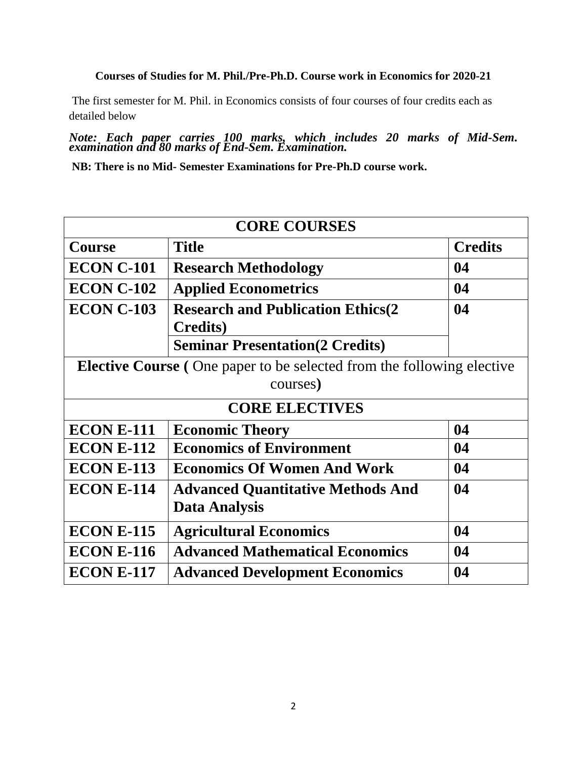**Courses of Studies for M. Phil./Pre-Ph.D. Course work in Economics for 2020-21**

The first semester for M. Phil. in Economics consists of four courses of four credits each as detailed below

***Note: Each paper carries 100 marks, which includes 20 marks of Mid-Sem. examination and 80 marks of End-Sem. Examination.***

**NB: There is no Mid- Semester Examinations for Pre-Ph.D course work.**

| **CORE COURSES** | | |
|---|---|---|
| **Course** | **Title** | **Credits** |
| **ECON C-101** | **Research Methodology** | **04** |
| **ECON C-102** | **Applied Econometrics** | **04** |
| **ECON C-103** | **Research and Publication Ethics(2 Credits)** | **04** |
| | **Seminar Presentation(2 Credits)** | |
| **Elective Course (** One paper to be selected from the following elective courses**)** | | |
| **CORE ELECTIVES** | | |
| **ECON E-111** | **Economic Theory** | **04** |
| **ECON E-112** | **Economics of Environment** | **04** |
| **ECON E-113** | **Economics Of Women And Work** | **04** |
| **ECON E-114** | **Advanced Quantitative Methods And Data Analysis** | **04** |
| **ECON E-115** | **Agricultural Economics** | **04** |
| **ECON E-116** | **Advanced Mathematical Economics** | **04** |
| **ECON E-117** | **Advanced Development Economics** | **04** |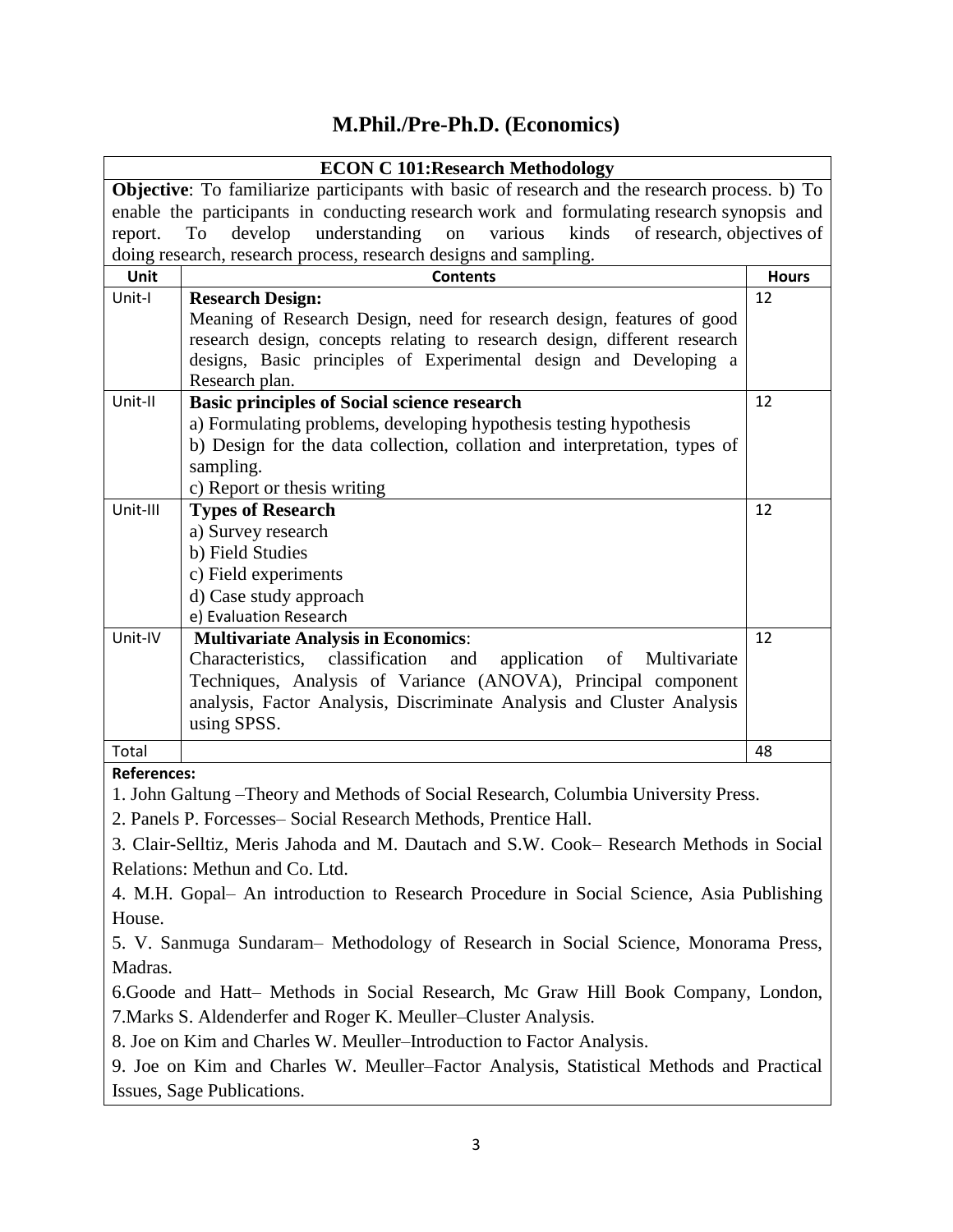# M.Phil./Pre-Ph.D. (Economics)

## ECON C 101: Research Methodology

**Objective**: To familiarize participants with basic of research and the research process. b) To enable the participants in conducting research work and formulating research synopsis and report. To develop understanding on various kinds of research, objectives of doing research, research process, research designs and sampling.

| Unit | Contents | Hours |
| --- | --- | --- |
| Unit-I | **Research Design:**<br>Meaning of Research Design, need for research design, features of good research design, concepts relating to research design, different research designs, Basic principles of Experimental design and Developing a Research plan. | 12 |
| Unit-II | **Basic principles of Social science research**<br>a) Formulating problems, developing hypothesis testing hypothesis<br>b) Design for the data collection, collation and interpretation, types of sampling.<br>c) Report or thesis writing | 12 |
| Unit-III | **Types of Research**<br>a) Survey research<br>b) Field Studies<br>c) Field experiments<br>d) Case study approach<br>e) Evaluation Research | 12 |
| Unit-IV | **Multivariate Analysis in Economics**:<br>Characteristics, classification and application of Multivariate Techniques, Analysis of Variance (ANOVA), Principal component analysis, Factor Analysis, Discriminate Analysis and Cluster Analysis using SPSS. | 12 |
| Total | | 48 |

**References:**

1. John Galtung –Theory and Methods of Social Research, Columbia University Press.
2. Panels P. Forcesses– Social Research Methods, Prentice Hall.
3. Clair-Selltiz, Meris Jahoda and M. Dautach and S.W. Cook– Research Methods in Social Relations: Methun and Co. Ltd.
4. M.H. Gopal– An introduction to Research Procedure in Social Science, Asia Publishing House.
5. V. Sanmuga Sundaram– Methodology of Research in Social Science, Monorama Press, Madras.
6. Goode and Hatt– Methods in Social Research, Mc Graw Hill Book Company, London,
7. Marks S. Aldenderfer and Roger K. Meuller–Cluster Analysis.
8. Joe on Kim and Charles W. Meuller–Introduction to Factor Analysis.
9. Joe on Kim and Charles W. Meuller–Factor Analysis, Statistical Methods and Practical Issues, Sage Publications.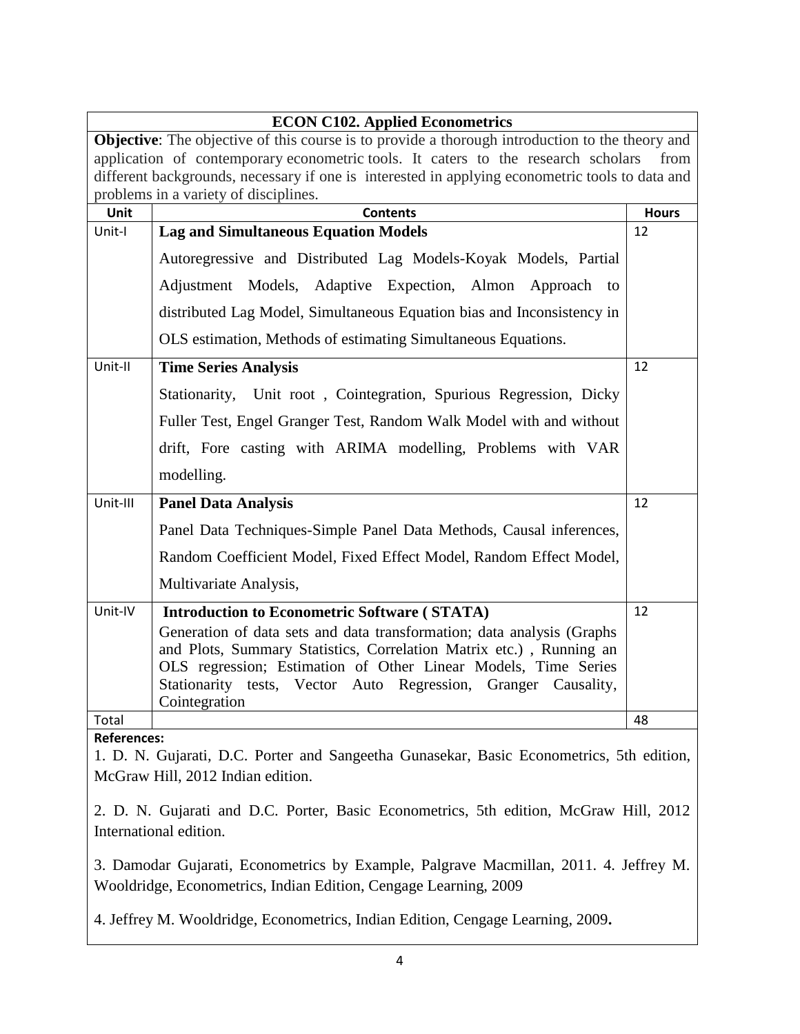| ECON C102. Applied Econometrics | | |
|---|---|---|
| **Objective**: The objective of this course is to provide a thorough introduction to the theory and application of contemporary econometric tools. It caters to the research scholars from different backgrounds, necessary if one is interested in applying econometric tools to data and problems in a variety of disciplines. | | |
| **Unit** | **Contents** | **Hours** |
| Unit-I | **Lag and Simultaneous Equation Models**<br>Autoregressive and Distributed Lag Models-Koyak Models, Partial Adjustment Models, Adaptive Expection, Almon Approach to distributed Lag Model, Simultaneous Equation bias and Inconsistency in OLS estimation, Methods of estimating Simultaneous Equations. | 12 |
| Unit-II | **Time Series Analysis**<br>Stationarity, Unit root , Cointegration, Spurious Regression, Dicky Fuller Test, Engel Granger Test, Random Walk Model with and without drift, Fore casting with ARIMA modelling, Problems with VAR modelling. | 12 |
| Unit-III | **Panel Data Analysis**<br>Panel Data Techniques-Simple Panel Data Methods, Causal inferences, Random Coefficient Model, Fixed Effect Model, Random Effect Model, Multivariate Analysis, | 12 |
| Unit-IV | **Introduction to Econometric Software ( STATA)**<br>Generation of data sets and data transformation; data analysis (Graphs and Plots, Summary Statistics, Correlation Matrix etc.) , Running an OLS regression; Estimation of Other Linear Models, Time Series Stationarity tests, Vector Auto Regression, Granger Causality, Cointegration | 12 |
| Total | | 48 |

**References:**

1. D. N. Gujarati, D.C. Porter and Sangeetha Gunasekar, Basic Econometrics, 5th edition, McGraw Hill, 2012 Indian edition.

2. D. N. Gujarati and D.C. Porter, Basic Econometrics, 5th edition, McGraw Hill, 2012 International edition.

3. Damodar Gujarati, Econometrics by Example, Palgrave Macmillan, 2011. 4. Jeffrey M. Wooldridge, Econometrics, Indian Edition, Cengage Learning, 2009

4. Jeffrey M. Wooldridge, Econometrics, Indian Edition, Cengage Learning, 2009**.**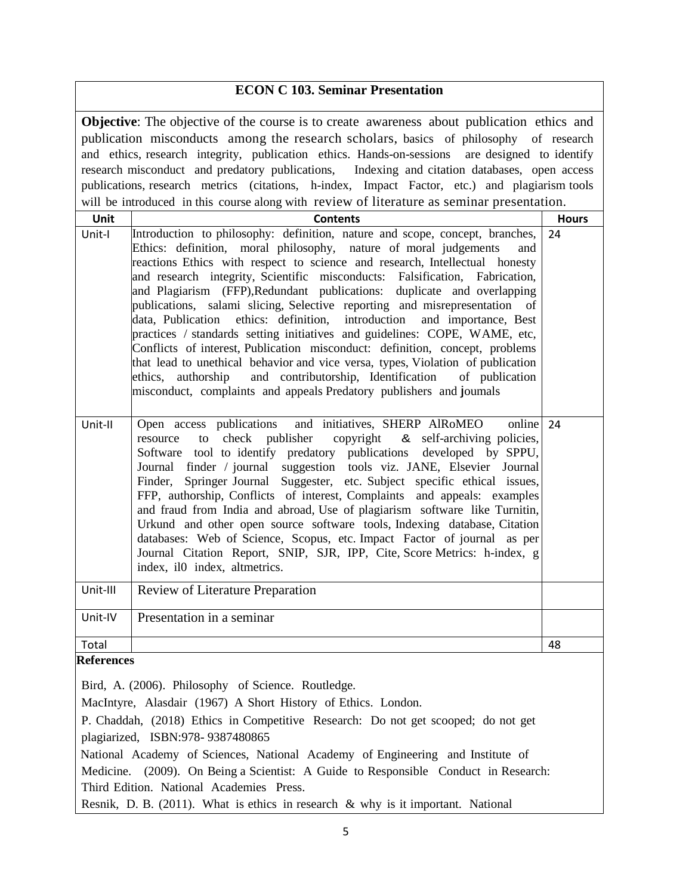## ECON C 103. Seminar Presentation

**Objective**: The objective of the course is to create awareness about publication ethics and publication misconducts among the research scholars, basics of philosophy of research and ethics, research integrity, publication ethics. Hands-on-sessions are designed to identify research misconduct and predatory publications, Indexing and citation databases, open access publications, research metrics (citations, h-index, Impact Factor, etc.) and plagiarism tools will be introduced in this course along with review of literature as seminar presentation.

| Unit | Contents | Hours |
|---|---|---|
| Unit-I | Introduction to philosophy: definition, nature and scope, concept, branches, Ethics: definition, moral philosophy, nature of moral judgements and reactions Ethics with respect to science and research, Intellectual honesty and research integrity, Scientific misconducts: Falsification, Fabrication, and Plagiarism (FFP),Redundant publications: duplicate and overlapping publications, salami slicing, Selective reporting and misrepresentation of data, Publication ethics: definition, introduction and importance, Best practices / standards setting initiatives and guidelines: COPE, WAME, etc, Conflicts of interest, Publication misconduct: definition, concept, problems that lead to unethical behavior and vice versa, types, Violation of publication ethics, authorship and contributorship, Identification of publication misconduct, complaints and appeals Predatory publishers and joumals | 24 |
| Unit-II | Open access publications and initiatives, SHERP AlRoMEO online resource to check publisher copyright & self-archiving policies, Software tool to identify predatory publications developed by SPPU, Journal finder / journal suggestion tools viz. JANE, Elsevier Journal Finder, Springer Journal Suggester, etc. Subject specific ethical issues, FFP, authorship, Conflicts of interest, Complaints and appeals: examples and fraud from India and abroad, Use of plagiarism software like Turnitin, Urkund and other open source software tools, Indexing database, Citation databases: Web of Science, Scopus, etc. Impact Factor of journal as per Journal Citation Report, SNIP, SJR, IPP, Cite, Score Metrics: h-index, g index, il0 index, altmetrics. | 24 |
| Unit-III | Review of Literature Preparation | |
| Unit-IV | Presentation in a seminar | |
| Total | | 48 |

**References**

Bird, A. (2006). Philosophy of Science. Routledge.

MacIntyre, Alasdair (1967) A Short History of Ethics. London.

P. Chaddah, (2018) Ethics in Competitive Research: Do not get scooped; do not get plagiarized, ISBN:978- 9387480865

National Academy of Sciences, National Academy of Engineering and Institute of Medicine. (2009). On Being a Scientist: A Guide to Responsible Conduct in Research: Third Edition. National Academies Press.

Resnik, D. B. (2011). What is ethics in research & why is it important. National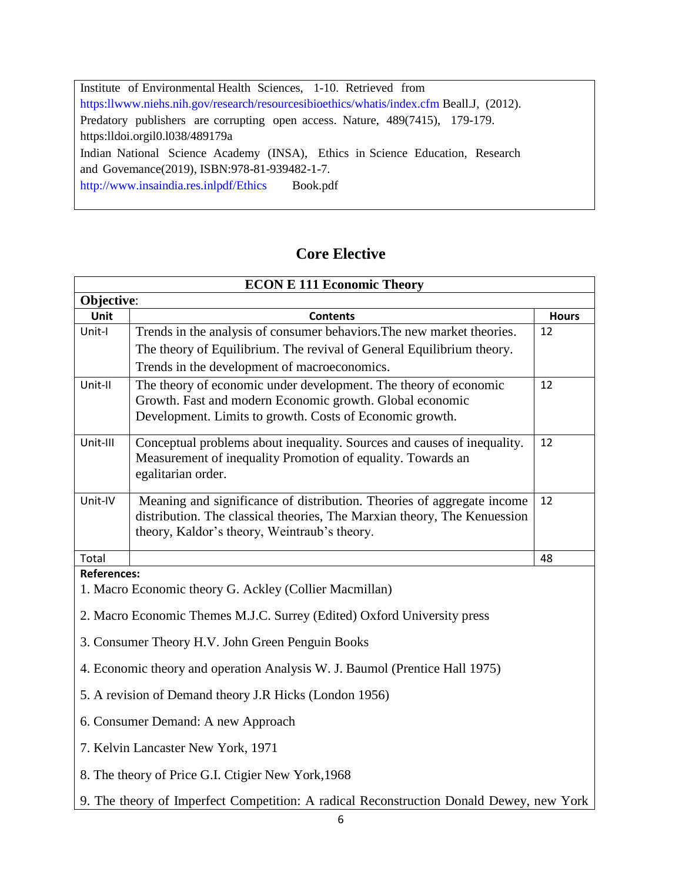Institute of Environmental Health Sciences, 1-10. Retrieved from https:llwww.niehs.nih.gov/research/resourcesibioethics/whatis/index.cfm Beall.J, (2012). Predatory publishers are corrupting open access. Nature, 489(7415), 179-179. https:lldoi.orgil0.l038/489179a
Indian National Science Academy (INSA), Ethics in Science Education, Research and Govemance(2019), ISBN:978-81-939482-1-7.
http://www.insaindia.res.inlpdf/Ethics Book.pdf

## Core Elective

| ECON E 111 Economic Theory | | |
|---|---|---|
| **Objective**: | | |
| **Unit** | **Contents** | **Hours** |
| Unit-I | Trends in the analysis of consumer behaviors.The new market theories. The theory of Equilibrium. The revival of General Equilibrium theory. Trends in the development of macroeconomics. | 12 |
| Unit-II | The theory of economic under development. The theory of economic Growth. Fast and modern Economic growth. Global economic Development. Limits to growth. Costs of Economic growth. | 12 |
| Unit-III | Conceptual problems about inequality. Sources and causes of inequality. Measurement of inequality Promotion of equality. Towards an egalitarian order. | 12 |
| Unit-IV | Meaning and significance of distribution. Theories of aggregate income distribution. The classical theories, The Marxian theory, The Kenuession theory, Kaldor's theory, Weintraub's theory. | 12 |
| Total | | 48 |

**References:**

1. Macro Economic theory G. Ackley (Collier Macmillan)
2. Macro Economic Themes M.J.C. Surrey (Edited) Oxford University press
3. Consumer Theory H.V. John Green Penguin Books
4. Economic theory and operation Analysis W. J. Baumol (Prentice Hall 1975)
5. A revision of Demand theory J.R Hicks (London 1956)
6. Consumer Demand: A new Approach
7. Kelvin Lancaster New York, 1971
8. The theory of Price G.I. Ctigier New York,1968
9. The theory of Imperfect Competition: A radical Reconstruction Donald Dewey, new York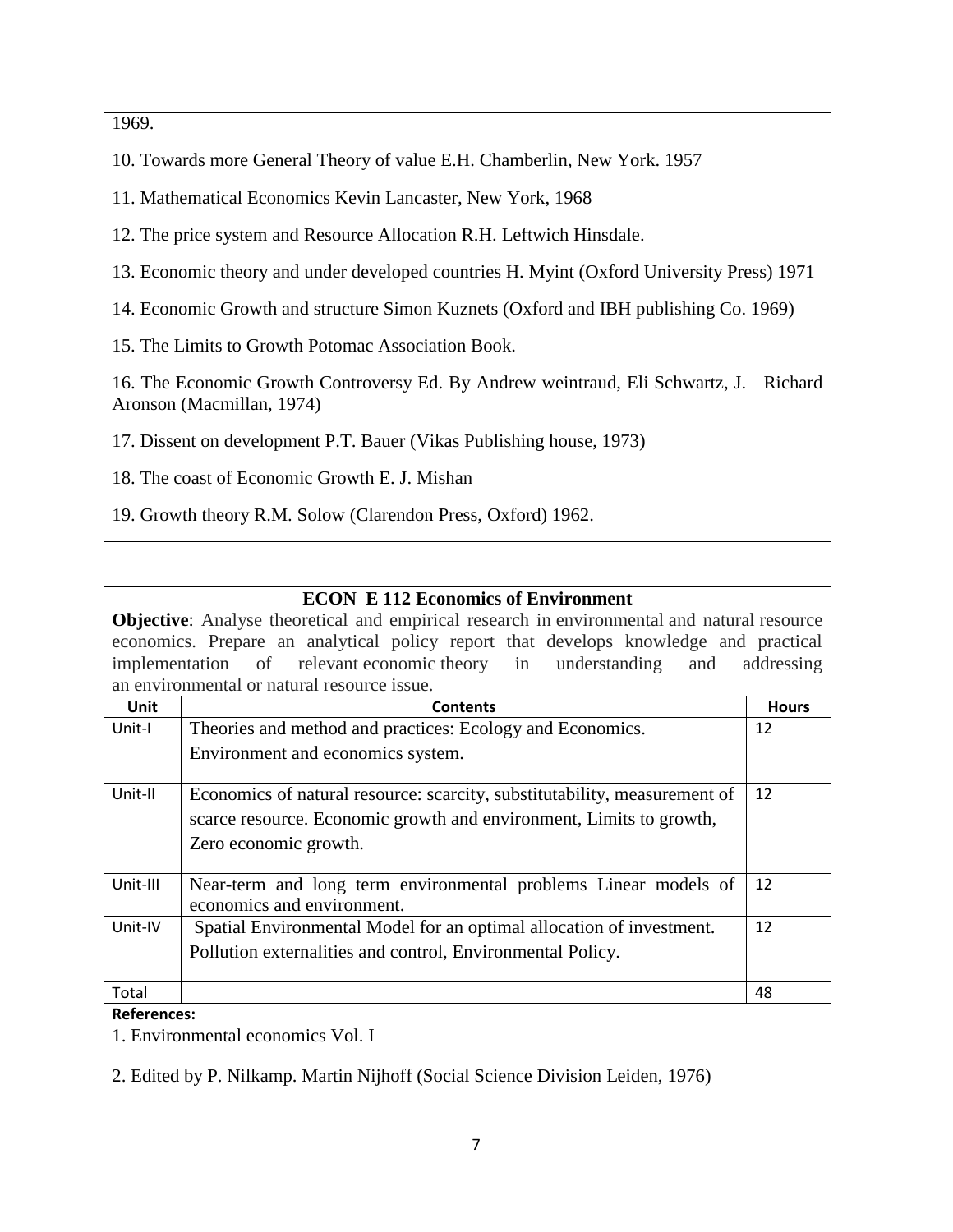1969.

10. Towards more General Theory of value E.H. Chamberlin, New York. 1957

11. Mathematical Economics Kevin Lancaster, New York, 1968

12. The price system and Resource Allocation R.H. Leftwich Hinsdale.

13. Economic theory and under developed countries H. Myint (Oxford University Press) 1971

14. Economic Growth and structure Simon Kuznets (Oxford and IBH publishing Co. 1969)

15. The Limits to Growth Potomac Association Book.

16. The Economic Growth Controversy Ed. By Andrew weintraud, Eli Schwartz, J. Richard Aronson (Macmillan, 1974)

17. Dissent on development P.T. Bauer (Vikas Publishing house, 1973)

18. The coast of Economic Growth E. J. Mishan

19. Growth theory R.M. Solow (Clarendon Press, Oxford) 1962.

## ECON E 112 Economics of Environment

**Objective**: Analyse theoretical and empirical research in environmental and natural resource economics. Prepare an analytical policy report that develops knowledge and practical implementation of relevant economic theory in understanding and addressing an environmental or natural resource issue.

| Unit | Contents | Hours |
|---|---|---|
| Unit-I | Theories and method and practices: Ecology and Economics. Environment and economics system. | 12 |
| Unit-II | Economics of natural resource: scarcity, substitutability, measurement of scarce resource. Economic growth and environment, Limits to growth, Zero economic growth. | 12 |
| Unit-III | Near-term and long term environmental problems Linear models of economics and environment. | 12 |
| Unit-IV | Spatial Environmental Model for an optimal allocation of investment. Pollution externalities and control, Environmental Policy. | 12 |
| Total | | 48 |

**References:**

1. Environmental economics Vol. I

2. Edited by P. Nilkamp. Martin Nijhoff (Social Science Division Leiden, 1976)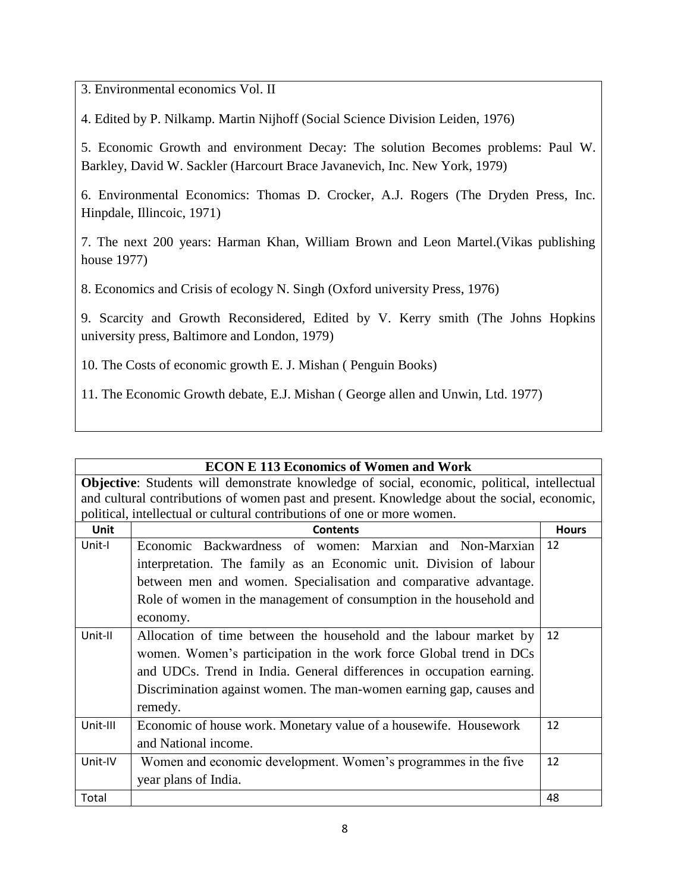3. Environmental economics Vol. II

4. Edited by P. Nilkamp. Martin Nijhoff (Social Science Division Leiden, 1976)

5. Economic Growth and environment Decay: The solution Becomes problems: Paul W. Barkley, David W. Sackler (Harcourt Brace Javanevich, Inc. New York, 1979)

6. Environmental Economics: Thomas D. Crocker, A.J. Rogers (The Dryden Press, Inc. Hinpdale, Illincoic, 1971)

7. The next 200 years: Harman Khan, William Brown and Leon Martel.(Vikas publishing house 1977)

8. Economics and Crisis of ecology N. Singh (Oxford university Press, 1976)

9. Scarcity and Growth Reconsidered, Edited by V. Kerry smith (The Johns Hopkins university press, Baltimore and London, 1979)

10. The Costs of economic growth E. J. Mishan ( Penguin Books)

11. The Economic Growth debate, E.J. Mishan ( George allen and Unwin, Ltd. 1977)

## ECON E 113 Economics of Women and Work

**Objective**: Students will demonstrate knowledge of social, economic, political, intellectual and cultural contributions of women past and present. Knowledge about the social, economic, political, intellectual or cultural contributions of one or more women.

| Unit | Contents | Hours |
|---|---|---|
| Unit-I | Economic Backwardness of women: Marxian and Non-Marxian interpretation. The family as an Economic unit. Division of labour between men and women. Specialisation and comparative advantage. Role of women in the management of consumption in the household and economy. | 12 |
| Unit-II | Allocation of time between the household and the labour market by women. Women's participation in the work force Global trend in DCs and UDCs. Trend in India. General differences in occupation earning. Discrimination against women. The man-women earning gap, causes and remedy. | 12 |
| Unit-III | Economic of house work. Monetary value of a housewife. Housework and National income. | 12 |
| Unit-IV | Women and economic development. Women's programmes in the five year plans of India. | 12 |
| Total | | 48 |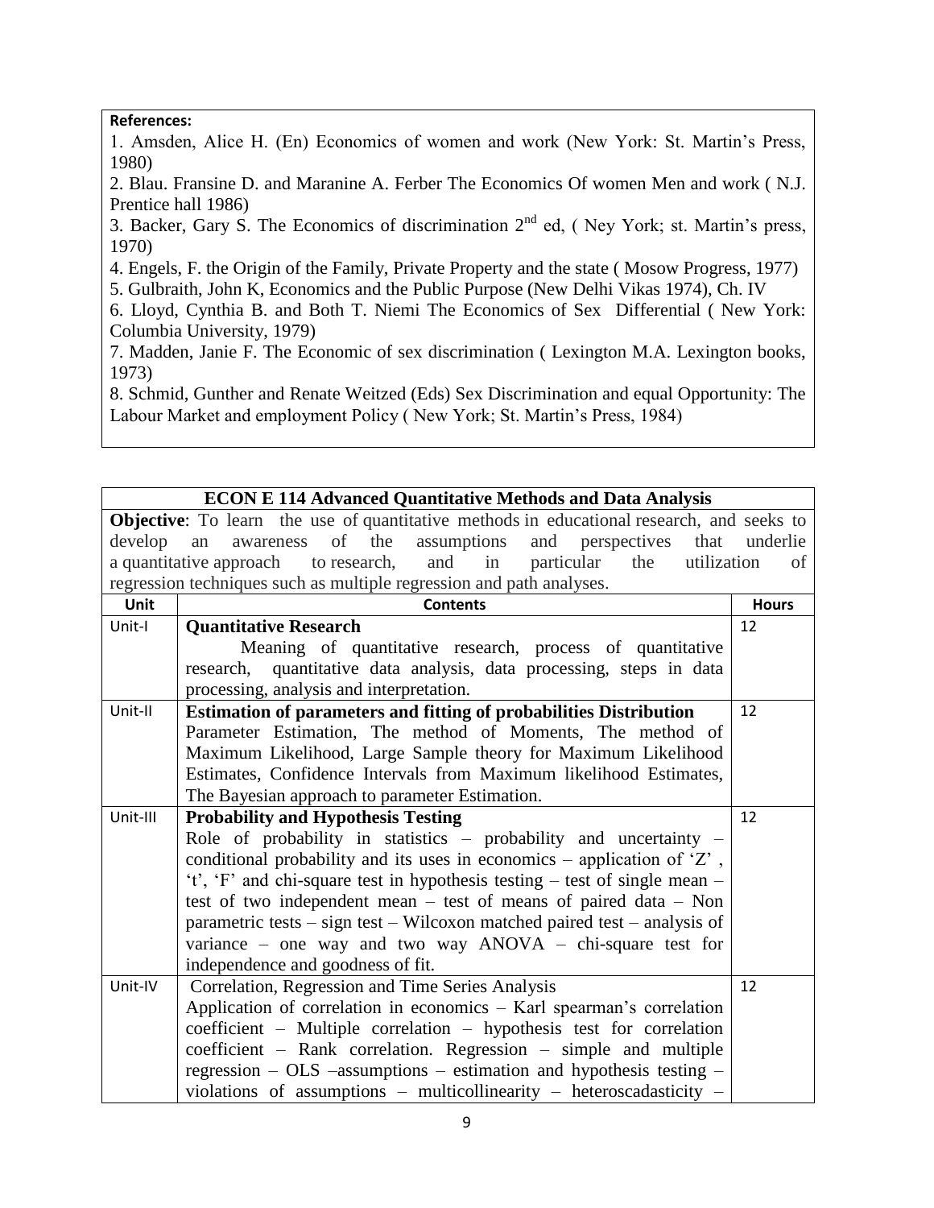**References:**

1. Amsden, Alice H. (En) Economics of women and work (New York: St. Martin's Press, 1980)
2. Blau. Fransine D. and Maranine A. Ferber The Economics Of women Men and work ( N.J. Prentice hall 1986)
3. Backer, Gary S. The Economics of discrimination 2nd ed, ( Ney York; st. Martin's press, 1970)
4. Engels, F. the Origin of the Family, Private Property and the state ( Mosow Progress, 1977)
5. Gulbraith, John K, Economics and the Public Purpose (New Delhi Vikas 1974), Ch. IV
6. Lloyd, Cynthia B. and Both T. Niemi The Economics of Sex Differential ( New York: Columbia University, 1979)
7. Madden, Janie F. The Economic of sex discrimination ( Lexington M.A. Lexington books, 1973)
8. Schmid, Gunther and Renate Weitzed (Eds) Sex Discrimination and equal Opportunity: The Labour Market and employment Policy ( New York; St. Martin's Press, 1984)

## ECON E 114 Advanced Quantitative Methods and Data Analysis

**Objective**: To learn the use of quantitative methods in educational research, and seeks to develop an awareness of the assumptions and perspectives that underlie a quantitative approach to research, and in particular the utilization of regression techniques such as multiple regression and path analyses.

| Unit | Contents | Hours |
|---|---|---|
| Unit-I | **Quantitative Research** Meaning of quantitative research, process of quantitative research, quantitative data analysis, data processing, steps in data processing, analysis and interpretation. | 12 |
| Unit-II | **Estimation of parameters and fitting of probabilities Distribution** Parameter Estimation, The method of Moments, The method of Maximum Likelihood, Large Sample theory for Maximum Likelihood Estimates, Confidence Intervals from Maximum likelihood Estimates, The Bayesian approach to parameter Estimation. | 12 |
| Unit-III | **Probability and Hypothesis Testing** Role of probability in statistics – probability and uncertainty – conditional probability and its uses in economics – application of 'Z', 't', 'F' and chi-square test in hypothesis testing – test of single mean – test of two independent mean – test of means of paired data – Non parametric tests – sign test – Wilcoxon matched paired test – analysis of variance – one way and two way ANOVA – chi-square test for independence and goodness of fit. | 12 |
| Unit-IV | Correlation, Regression and Time Series Analysis Application of correlation in economics – Karl spearman's correlation coefficient – Multiple correlation – hypothesis test for correlation coefficient – Rank correlation. Regression – simple and multiple regression – OLS –assumptions – estimation and hypothesis testing – violations of assumptions – multicollinearity – heteroscadasticity – | 12 |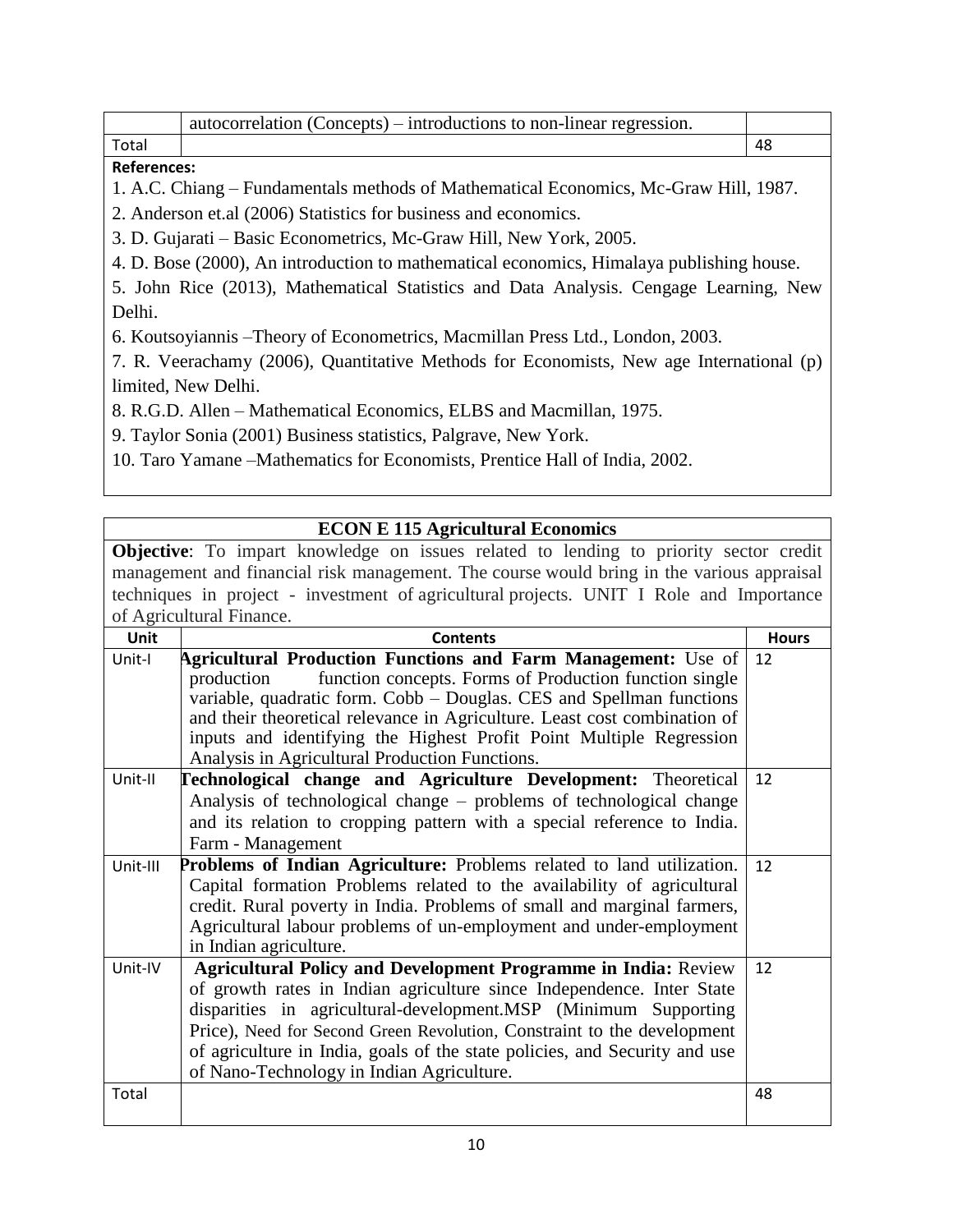| | autocorrelation (Concepts) – introductions to non-linear regression. | |
|---|---|---|
| Total | | 48 |

**References:**

1. A.C. Chiang – Fundamentals methods of Mathematical Economics, Mc-Graw Hill, 1987.
2. Anderson et.al (2006) Statistics for business and economics.
3. D. Gujarati – Basic Econometrics, Mc-Graw Hill, New York, 2005.
4. D. Bose (2000), An introduction to mathematical economics, Himalaya publishing house.
5. John Rice (2013), Mathematical Statistics and Data Analysis. Cengage Learning, New Delhi.
6. Koutsoyiannis –Theory of Econometrics, Macmillan Press Ltd., London, 2003.
7. R. Veerachamy (2006), Quantitative Methods for Economists, New age International (p) limited, New Delhi.
8. R.G.D. Allen – Mathematical Economics, ELBS and Macmillan, 1975.
9. Taylor Sonia (2001) Business statistics, Palgrave, New York.
10. Taro Yamane –Mathematics for Economists, Prentice Hall of India, 2002.

## ECON E 115 Agricultural Economics

**Objective**: To impart knowledge on issues related to lending to priority sector credit management and financial risk management. The course would bring in the various appraisal techniques in project - investment of agricultural projects. UNIT I Role and Importance of Agricultural Finance.

| Unit | Contents | Hours |
|---|---|---|
| Unit-I | **Agricultural Production Functions and Farm Management:** Use of production function concepts. Forms of Production function single variable, quadratic form. Cobb – Douglas. CES and Spellman functions and their theoretical relevance in Agriculture. Least cost combination of inputs and identifying the Highest Profit Point Multiple Regression Analysis in Agricultural Production Functions. | 12 |
| Unit-II | **Technological change and Agriculture Development:** Theoretical Analysis of technological change – problems of technological change and its relation to cropping pattern with a special reference to India. Farm - Management | 12 |
| Unit-III | **Problems of Indian Agriculture:** Problems related to land utilization. Capital formation Problems related to the availability of agricultural credit. Rural poverty in India. Problems of small and marginal farmers, Agricultural labour problems of un-employment and under-employment in Indian agriculture. | 12 |
| Unit-IV | **Agricultural Policy and Development Programme in India:** Review of growth rates in Indian agriculture since Independence. Inter State disparities in agricultural-development.MSP (Minimum Supporting Price), Need for Second Green Revolution, Constraint to the development of agriculture in India, goals of the state policies, and Security and use of Nano-Technology in Indian Agriculture. | 12 |
| Total | | 48 |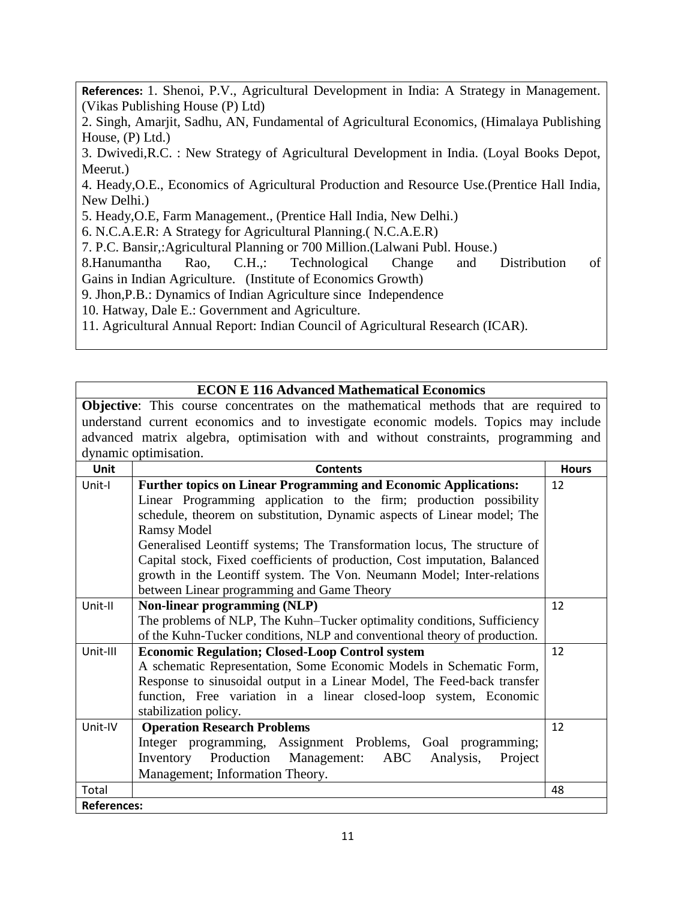**References:** 1. Shenoi, P.V., Agricultural Development in India: A Strategy in Management. (Vikas Publishing House (P) Ltd)
2. Singh, Amarjit, Sadhu, AN, Fundamental of Agricultural Economics, (Himalaya Publishing House, (P) Ltd.)
3. Dwivedi,R.C. : New Strategy of Agricultural Development in India. (Loyal Books Depot, Meerut.)
4. Heady,O.E., Economics of Agricultural Production and Resource Use.(Prentice Hall India, New Delhi.)
5. Heady,O.E, Farm Management., (Prentice Hall India, New Delhi.)
6. N.C.A.E.R: A Strategy for Agricultural Planning.( N.C.A.E.R)
7. P.C. Bansir,:Agricultural Planning or 700 Million.(Lalwani Publ. House.)
8.Hanumantha Rao, C.H.,: Technological Change and Distribution of Gains in Indian Agriculture. (Institute of Economics Growth)
9. Jhon,P.B.: Dynamics of Indian Agriculture since Independence
10. Hatway, Dale E.: Government and Agriculture.
11. Agricultural Annual Report: Indian Council of Agricultural Research (ICAR).

## ECON E 116 Advanced Mathematical Economics

**Objective**: This course concentrates on the mathematical methods that are required to understand current economics and to investigate economic models. Topics may include advanced matrix algebra, optimisation with and without constraints, programming and dynamic optimisation.

| Unit | Contents | Hours |
|---|---|---|
| Unit-I | **Further topics on Linear Programming and Economic Applications:** Linear Programming application to the firm; production possibility schedule, theorem on substitution, Dynamic aspects of Linear model; The Ramsy Model Generalised Leontiff systems; The Transformation locus, The structure of Capital stock, Fixed coefficients of production, Cost imputation, Balanced growth in the Leontiff system. The Von. Neumann Model; Inter-relations between Linear programming and Game Theory | 12 |
| Unit-II | **Non-linear programming (NLP)** The problems of NLP, The Kuhn–Tucker optimality conditions, Sufficiency of the Kuhn-Tucker conditions, NLP and conventional theory of production. | 12 |
| Unit-III | **Economic Regulation; Closed-Loop Control system** A schematic Representation, Some Economic Models in Schematic Form, Response to sinusoidal output in a Linear Model, The Feed-back transfer function, Free variation in a linear closed-loop system, Economic stabilization policy. | 12 |
| Unit-IV | **Operation Research Problems** Integer programming, Assignment Problems, Goal programming; Inventory Production Management: ABC Analysis, Project Management; Information Theory. | 12 |
| Total | | 48 |

**References:**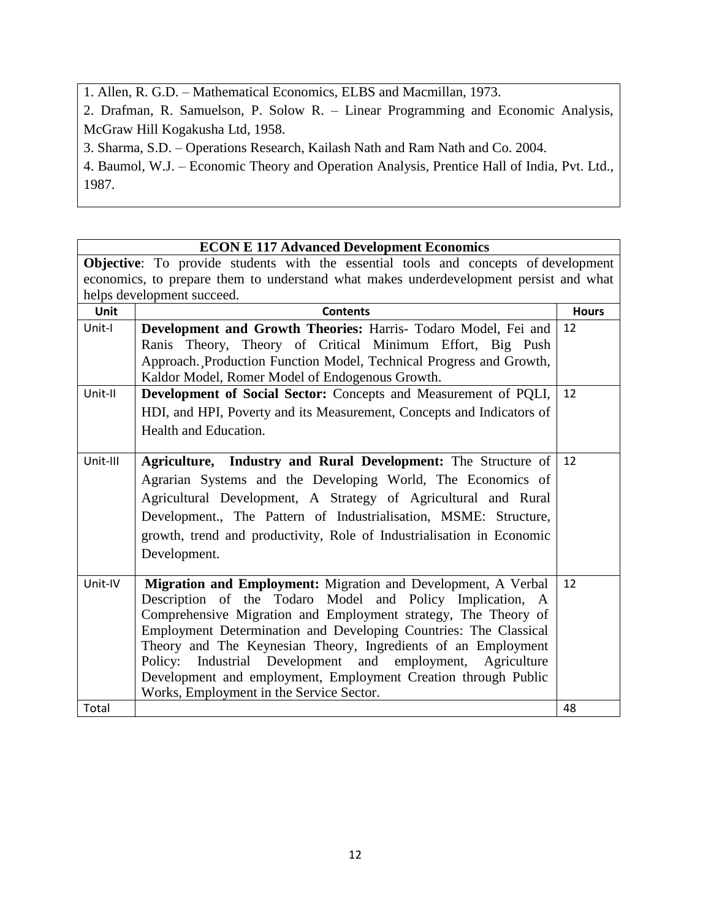1. Allen, R. G.D. – Mathematical Economics, ELBS and Macmillan, 1973.
2. Drafman, R. Samuelson, P. Solow R. – Linear Programming and Economic Analysis, McGraw Hill Kogakusha Ltd, 1958.
3. Sharma, S.D. – Operations Research, Kailash Nath and Ram Nath and Co. 2004.
4. Baumol, W.J. – Economic Theory and Operation Analysis, Prentice Hall of India, Pvt. Ltd., 1987.

## ECON E 117 Advanced Development Economics

**Objective**: To provide students with the essential tools and concepts of development economics, to prepare them to understand what makes underdevelopment persist and what helps development succeed.

| Unit | Contents | Hours |
|---|---|---|
| Unit-I | **Development and Growth Theories:** Harris- Todaro Model, Fei and Ranis Theory, Theory of Critical Minimum Effort, Big Push Approach.¸Production Function Model, Technical Progress and Growth, Kaldor Model, Romer Model of Endogenous Growth. | 12 |
| Unit-II | **Development of Social Sector:** Concepts and Measurement of PQLI, HDI, and HPI, Poverty and its Measurement, Concepts and Indicators of Health and Education. | 12 |
| Unit-III | **Agriculture, Industry and Rural Development:** The Structure of Agrarian Systems and the Developing World, The Economics of Agricultural Development, A Strategy of Agricultural and Rural Development., The Pattern of Industrialisation, MSME: Structure, growth, trend and productivity, Role of Industrialisation in Economic Development. | 12 |
| Unit-IV | **Migration and Employment:** Migration and Development, A Verbal Description of the Todaro Model and Policy Implication, A Comprehensive Migration and Employment strategy, The Theory of Employment Determination and Developing Countries: The Classical Theory and The Keynesian Theory, Ingredients of an Employment Policy: Industrial Development and employment, Agriculture Development and employment, Employment Creation through Public Works, Employment in the Service Sector. | 12 |
| Total | | 48 |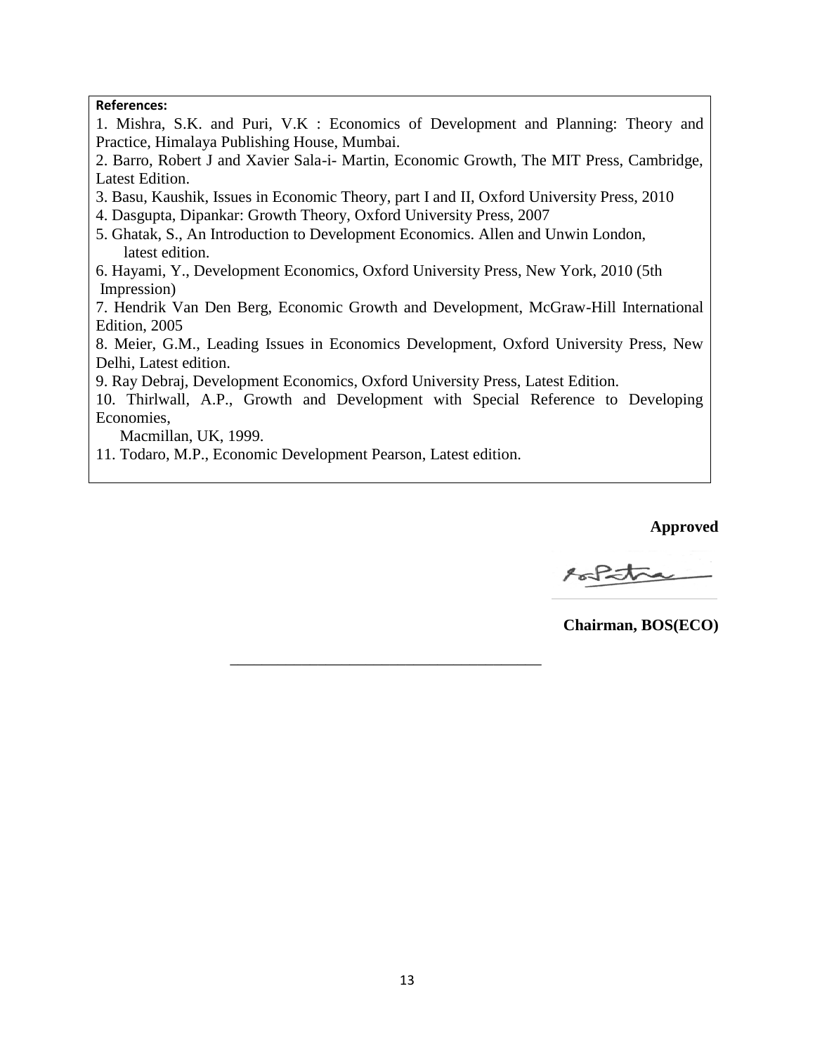**References:**

1. Mishra, S.K. and Puri, V.K : Economics of Development and Planning: Theory and Practice, Himalaya Publishing House, Mumbai.
2. Barro, Robert J and Xavier Sala-i- Martin, Economic Growth, The MIT Press, Cambridge, Latest Edition.
3. Basu, Kaushik, Issues in Economic Theory, part I and II, Oxford University Press, 2010
4. Dasgupta, Dipankar: Growth Theory, Oxford University Press, 2007
5. Ghatak, S., An Introduction to Development Economics. Allen and Unwin London, latest edition.
6. Hayami, Y., Development Economics, Oxford University Press, New York, 2010 (5th Impression)
7. Hendrik Van Den Berg, Economic Growth and Development, McGraw-Hill International Edition, 2005
8. Meier, G.M., Leading Issues in Economics Development, Oxford University Press, New Delhi, Latest edition.
9. Ray Debraj, Development Economics, Oxford University Press, Latest Edition.
10. Thirlwall, A.P., Growth and Development with Special Reference to Developing Economies, Macmillan, UK, 1999.
11. Todaro, M.P., Economic Development Pearson, Latest edition.

**Approved**

**Chairman, BOS(ECO)**

---